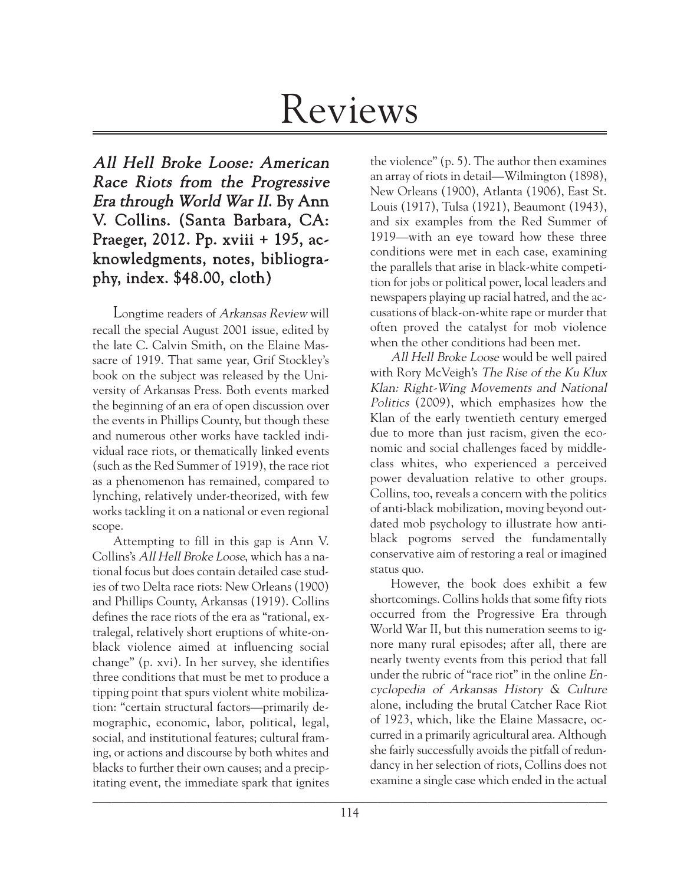# Reviews

***All Hell Broke Loose: American Race Riots from the Progressive Era through World War II.* By Ann V. Collins. (Santa Barbara, CA: Praeger, 2012. Pp. xviii + 195, acknowledgments, notes, bibliography, index. $48.00, cloth)**

Longtime readers of *Arkansas Review* will recall the special August 2001 issue, edited by the late C. Calvin Smith, on the Elaine Massacre of 1919. That same year, Grif Stockley's book on the subject was released by the University of Arkansas Press. Both events marked the beginning of an era of open discussion over the events in Phillips County, but though these and numerous other works have tackled individual race riots, or thematically linked events (such as the Red Summer of 1919), the race riot as a phenomenon has remained, compared to lynching, relatively under-theorized, with few works tackling it on a national or even regional scope.

Attempting to fill in this gap is Ann V. Collins's *All Hell Broke Loose*, which has a national focus but does contain detailed case studies of two Delta race riots: New Orleans (1900) and Phillips County, Arkansas (1919). Collins defines the race riots of the era as "rational, extralegal, relatively short eruptions of white-on-black violence aimed at influencing social change" (p. xvi). In her survey, she identifies three conditions that must be met to produce a tipping point that spurs violent white mobilization: "certain structural factors—primarily demographic, economic, labor, political, legal, social, and institutional features; cultural framing, or actions and discourse by both whites and blacks to further their own causes; and a precipitating event, the immediate spark that ignites the violence" (p. 5). The author then examines an array of riots in detail—Wilmington (1898), New Orleans (1900), Atlanta (1906), East St. Louis (1917), Tulsa (1921), Beaumont (1943), and six examples from the Red Summer of 1919—with an eye toward how these three conditions were met in each case, examining the parallels that arise in black-white competition for jobs or political power, local leaders and newspapers playing up racial hatred, and the accusations of black-on-white rape or murder that often proved the catalyst for mob violence when the other conditions had been met.

*All Hell Broke Loose* would be well paired with Rory McVeigh's *The Rise of the Ku Klux Klan: Right-Wing Movements and National Politics* (2009), which emphasizes how the Klan of the early twentieth century emerged due to more than just racism, given the economic and social challenges faced by middle-class whites, who experienced a perceived power devaluation relative to other groups. Collins, too, reveals a concern with the politics of anti-black mobilization, moving beyond outdated mob psychology to illustrate how anti-black pogroms served the fundamentally conservative aim of restoring a real or imagined status quo.

However, the book does exhibit a few shortcomings. Collins holds that some fifty riots occurred from the Progressive Era through World War II, but this numeration seems to ignore many rural episodes; after all, there are nearly twenty events from this period that fall under the rubric of "race riot" in the online *Encyclopedia of Arkansas History & Culture* alone, including the brutal Catcher Race Riot of 1923, which, like the Elaine Massacre, occurred in a primarily agricultural area. Although she fairly successfully avoids the pitfall of redundancy in her selection of riots, Collins does not examine a single case which ended in the actual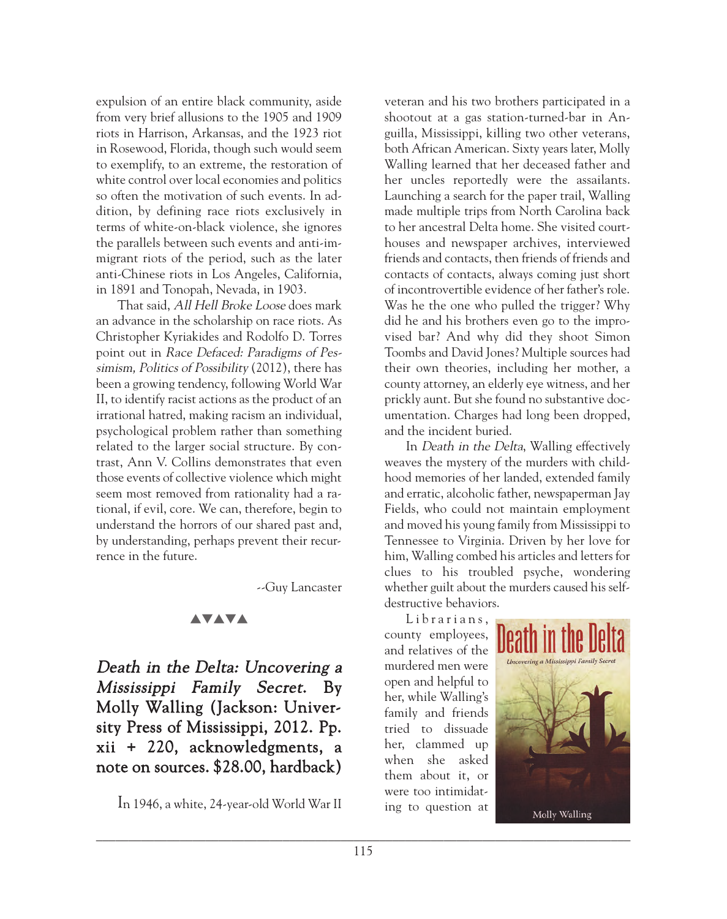expulsion of an entire black community, aside from very brief allusions to the 1905 and 1909 riots in Harrison, Arkansas, and the 1923 riot in Rosewood, Florida, though such would seem to exemplify, to an extreme, the restoration of white control over local economies and politics so often the motivation of such events. In addition, by defining race riots exclusively in terms of white-on-black violence, she ignores the parallels between such events and anti-immigrant riots of the period, such as the later anti-Chinese riots in Los Angeles, California, in 1891 and Tonopah, Nevada, in 1903.

That said, *All Hell Broke Loose* does mark an advance in the scholarship on race riots. As Christopher Kyriakides and Rodolfo D. Torres point out in *Race Defaced: Paradigms of Pessimism, Politics of Possibility* (2012), there has been a growing tendency, following World War II, to identify racist actions as the product of an irrational hatred, making racism an individual, psychological problem rather than something related to the larger social structure. By contrast, Ann V. Collins demonstrates that even those events of collective violence which might seem most removed from rationality had a rational, if evil, core. We can, therefore, begin to understand the horrors of our shared past and, by understanding, perhaps prevent their recurrence in the future.

--Guy Lancaster

▲▼▲▼▲

## *Death in the Delta: Uncovering a Mississippi Family Secret.* By Molly Walling (Jackson: University Press of Mississippi, 2012. Pp. xii + 220, acknowledgments, a note on sources. $28.00, hardback)

In 1946, a white, 24-year-old World War II veteran and his two brothers participated in a shootout at a gas station-turned-bar in Anguilla, Mississippi, killing two other veterans, both African American. Sixty years later, Molly Walling learned that her deceased father and her uncles reportedly were the assailants. Launching a search for the paper trail, Walling made multiple trips from North Carolina back to her ancestral Delta home. She visited courthouses and newspaper archives, interviewed friends and contacts, then friends of friends and contacts of contacts, always coming just short of incontrovertible evidence of her father's role. Was he the one who pulled the trigger? Why did he and his brothers even go to the improvised bar? And why did they shoot Simon Toombs and David Jones? Multiple sources had their own theories, including her mother, a county attorney, an elderly eye witness, and her prickly aunt. But she found no substantive documentation. Charges had long been dropped, and the incident buried.

In *Death in the Delta*, Walling effectively weaves the mystery of the murders with childhood memories of her landed, extended family and erratic, alcoholic father, newspaperman Jay Fields, who could not maintain employment and moved his young family from Mississippi to Tennessee to Virginia. Driven by her love for him, Walling combed his articles and letters for clues to his troubled psyche, wondering whether guilt about the murders caused his self-destructive behaviors.

Librarians, county employees, and relatives of the murdered men were open and helpful to her, while Walling's family and friends tried to dissuade her, clammed up when she asked them about it, or were too intimidating to question at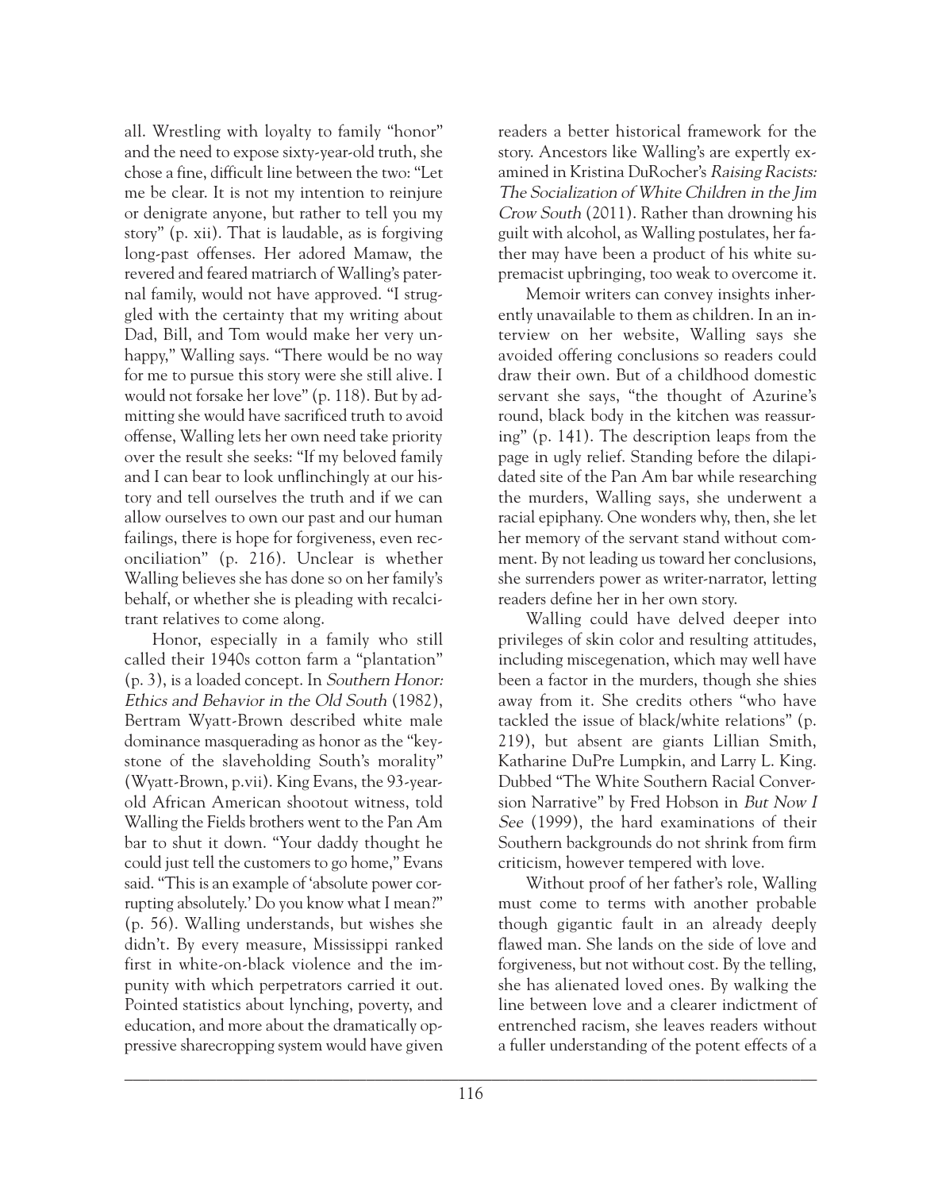all. Wrestling with loyalty to family "honor" and the need to expose sixty-year-old truth, she chose a fine, difficult line between the two: "Let me be clear. It is not my intention to reinjure or denigrate anyone, but rather to tell you my story" (p. xii). That is laudable, as is forgiving long-past offenses. Her adored Mamaw, the revered and feared matriarch of Walling's paternal family, would not have approved. "I struggled with the certainty that my writing about Dad, Bill, and Tom would make her very unhappy," Walling says. "There would be no way for me to pursue this story were she still alive. I would not forsake her love" (p. 118). But by admitting she would have sacrificed truth to avoid offense, Walling lets her own need take priority over the result she seeks: "If my beloved family and I can bear to look unflinchingly at our history and tell ourselves the truth and if we can allow ourselves to own our past and our human failings, there is hope for forgiveness, even reconciliation" (p. 216). Unclear is whether Walling believes she has done so on her family's behalf, or whether she is pleading with recalcitrant relatives to come along.

Honor, especially in a family who still called their 1940s cotton farm a "plantation" (p. 3), is a loaded concept. In *Southern Honor: Ethics and Behavior in the Old South* (1982), Bertram Wyatt-Brown described white male dominance masquerading as honor as the "keystone of the slaveholding South's morality" (Wyatt-Brown, p.vii). King Evans, the 93-year-old African American shootout witness, told Walling the Fields brothers went to the Pan Am bar to shut it down. "Your daddy thought he could just tell the customers to go home," Evans said. "This is an example of 'absolute power corrupting absolutely.' Do you know what I mean?" (p. 56). Walling understands, but wishes she didn't. By every measure, Mississippi ranked first in white-on-black violence and the impunity with which perpetrators carried it out. Pointed statistics about lynching, poverty, and education, and more about the dramatically oppressive sharecropping system would have given readers a better historical framework for the story. Ancestors like Walling's are expertly examined in Kristina DuRocher's *Raising Racists: The Socialization of White Children in the Jim Crow South* (2011). Rather than drowning his guilt with alcohol, as Walling postulates, her father may have been a product of his white supremacist upbringing, too weak to overcome it.

Memoir writers can convey insights inherently unavailable to them as children. In an interview on her website, Walling says she avoided offering conclusions so readers could draw their own. But of a childhood domestic servant she says, "the thought of Azurine's round, black body in the kitchen was reassuring" (p. 141). The description leaps from the page in ugly relief. Standing before the dilapidated site of the Pan Am bar while researching the murders, Walling says, she underwent a racial epiphany. One wonders why, then, she let her memory of the servant stand without comment. By not leading us toward her conclusions, she surrenders power as writer-narrator, letting readers define her in her own story.

Walling could have delved deeper into privileges of skin color and resulting attitudes, including miscegenation, which may well have been a factor in the murders, though she shies away from it. She credits others "who have tackled the issue of black/white relations" (p. 219), but absent are giants Lillian Smith, Katharine DuPre Lumpkin, and Larry L. King. Dubbed "The White Southern Racial Conversion Narrative" by Fred Hobson in *But Now I See* (1999), the hard examinations of their Southern backgrounds do not shrink from firm criticism, however tempered with love.

Without proof of her father's role, Walling must come to terms with another probable though gigantic fault in an already deeply flawed man. She lands on the side of love and forgiveness, but not without cost. By the telling, she has alienated loved ones. By walking the line between love and a clearer indictment of entrenched racism, she leaves readers without a fuller understanding of the potent effects of a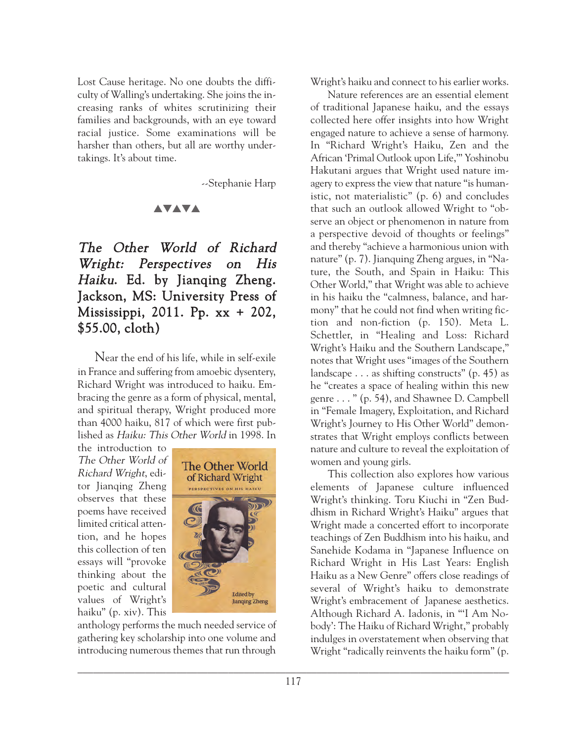Lost Cause heritage. No one doubts the difficulty of Walling's undertaking. She joins the increasing ranks of whites scrutinizing their families and backgrounds, with an eye toward racial justice. Some examinations will be harsher than others, but all are worthy undertakings. It's about time.

--Stephanie Harp

▲▼▲▼▲

## *The Other World of Richard Wright: Perspectives on His Haiku.* Ed. by Jianqing Zheng. Jackson, MS: University Press of Mississippi, 2011. Pp. xx + 202, $55.00, cloth)

Near the end of his life, while in self-exile in France and suffering from amoebic dysentery, Richard Wright was introduced to haiku. Embracing the genre as a form of physical, mental, and spiritual therapy, Wright produced more than 4000 haiku, 817 of which were first published as *Haiku: This Other World* in 1998. In the introduction to *The Other World of Richard Wright*, editor Jianqing Zheng observes that these poems have received limited critical attention, and he hopes this collection of ten essays will "provoke thinking about the poetic and cultural values of Wright's haiku" (p. xiv). This anthology performs the much needed service of gathering key scholarship into one volume and introducing numerous themes that run through Wright's haiku and connect to his earlier works.

Nature references are an essential element of traditional Japanese haiku, and the essays collected here offer insights into how Wright engaged nature to achieve a sense of harmony. In "Richard Wright's Haiku, Zen and the African 'Primal Outlook upon Life,'" Yoshinobu Hakutani argues that Wright used nature imagery to express the view that nature "is humanistic, not materialistic" (p. 6) and concludes that such an outlook allowed Wright to "observe an object or phenomenon in nature from a perspective devoid of thoughts or feelings" and thereby "achieve a harmonious union with nature" (p. 7). Jianquing Zheng argues, in "Nature, the South, and Spain in Haiku: This Other World," that Wright was able to achieve in his haiku the "calmness, balance, and harmony" that he could not find when writing fiction and non-fiction (p. 150). Meta L. Schettler, in "Healing and Loss: Richard Wright's Haiku and the Southern Landscape," notes that Wright uses "images of the Southern landscape . . . as shifting constructs" (p. 45) as he "creates a space of healing within this new genre . . . " (p. 54), and Shawnee D. Campbell in "Female Imagery, Exploitation, and Richard Wright's Journey to His Other World" demonstrates that Wright employs conflicts between nature and culture to reveal the exploitation of women and young girls.

This collection also explores how various elements of Japanese culture influenced Wright's thinking. Toru Kiuchi in "Zen Buddhism in Richard Wright's Haiku" argues that Wright made a concerted effort to incorporate teachings of Zen Buddhism into his haiku, and Sanehide Kodama in "Japanese Influence on Richard Wright in His Last Years: English Haiku as a New Genre" offers close readings of several of Wright's haiku to demonstrate Wright's embracement of Japanese aesthetics. Although Richard A. Iadonis, in "'I Am Nobody': The Haiku of Richard Wright," probably indulges in overstatement when observing that Wright "radically reinvents the haiku form" (p.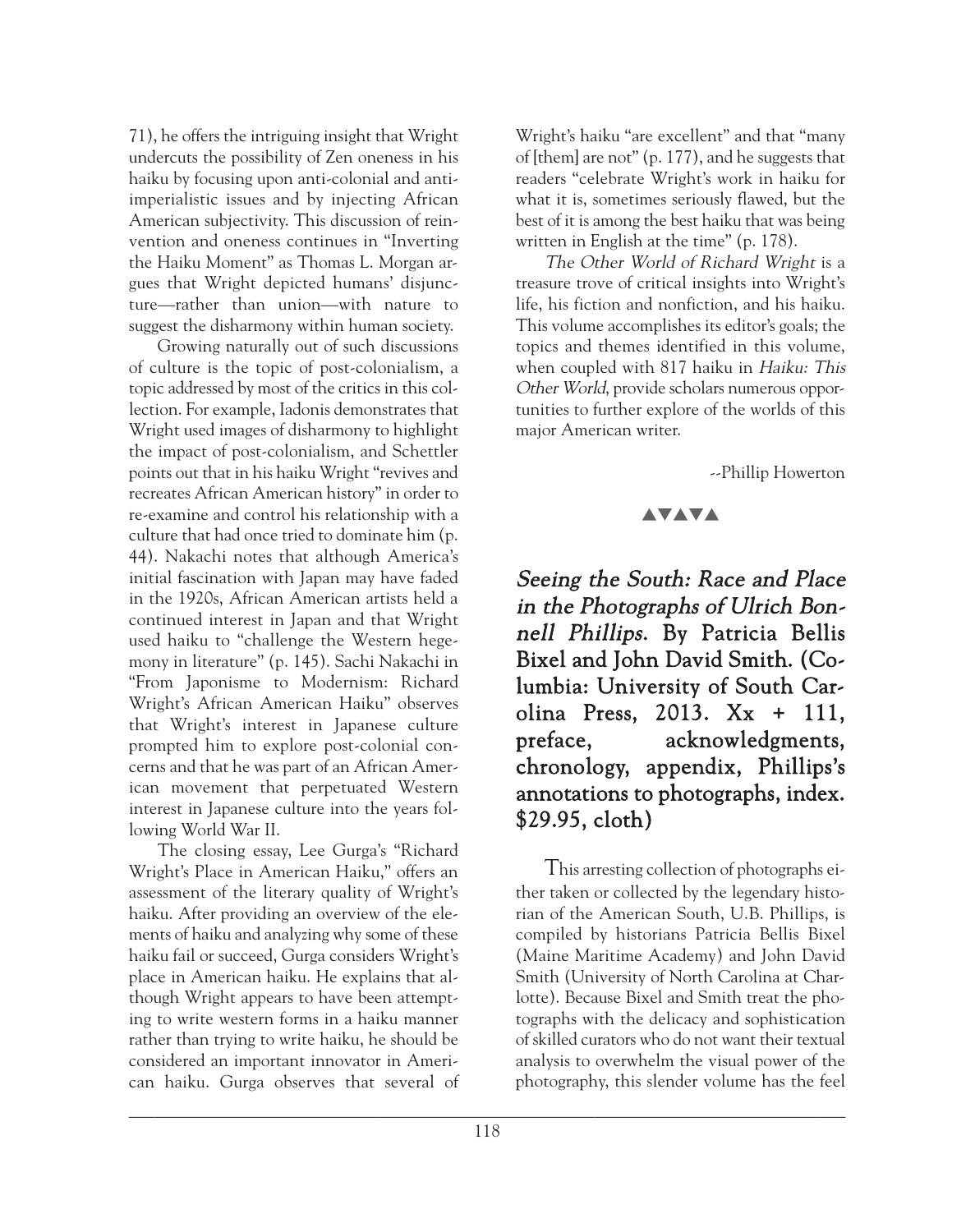71), he offers the intriguing insight that Wright undercuts the possibility of Zen oneness in his haiku by focusing upon anti-colonial and anti-imperialistic issues and by injecting African American subjectivity. This discussion of reinvention and oneness continues in "Inverting the Haiku Moment" as Thomas L. Morgan argues that Wright depicted humans' disjuncture—rather than union—with nature to suggest the disharmony within human society.

Growing naturally out of such discussions of culture is the topic of post-colonialism, a topic addressed by most of the critics in this collection. For example, Iadonis demonstrates that Wright used images of disharmony to highlight the impact of post-colonialism, and Schettler points out that in his haiku Wright "revives and recreates African American history" in order to re-examine and control his relationship with a culture that had once tried to dominate him (p. 44). Nakachi notes that although America's initial fascination with Japan may have faded in the 1920s, African American artists held a continued interest in Japan and that Wright used haiku to "challenge the Western hegemony in literature" (p. 145). Sachi Nakachi in "From Japonisme to Modernism: Richard Wright's African American Haiku" observes that Wright's interest in Japanese culture prompted him to explore post-colonial concerns and that he was part of an African American movement that perpetuated Western interest in Japanese culture into the years following World War II.

The closing essay, Lee Gurga's "Richard Wright's Place in American Haiku," offers an assessment of the literary quality of Wright's haiku. After providing an overview of the elements of haiku and analyzing why some of these haiku fail or succeed, Gurga considers Wright's place in American haiku. He explains that although Wright appears to have been attempting to write western forms in a haiku manner rather than trying to write haiku, he should be considered an important innovator in American haiku. Gurga observes that several of Wright's haiku "are excellent" and that "many of [them] are not" (p. 177), and he suggests that readers "celebrate Wright's work in haiku for what it is, sometimes seriously flawed, but the best of it is among the best haiku that was being written in English at the time" (p. 178).

*The Other World of Richard Wright* is a treasure trove of critical insights into Wright's life, his fiction and nonfiction, and his haiku. This volume accomplishes its editor's goals; the topics and themes identified in this volume, when coupled with 817 haiku in *Haiku: This Other World*, provide scholars numerous opportunities to further explore of the worlds of this major American writer.

--Phillip Howerton

▲▼▲▼▲

**_Seeing the South: Race and Place in the Photographs of Ulrich Bonnell Phillips._ By Patricia Bellis Bixel and John David Smith. (Columbia: University of South Carolina Press, 2013. Xx + 111, preface, acknowledgments, chronology, appendix, Phillips's annotations to photographs, index. $29.95, cloth)**

This arresting collection of photographs either taken or collected by the legendary historian of the American South, U.B. Phillips, is compiled by historians Patricia Bellis Bixel (Maine Maritime Academy) and John David Smith (University of North Carolina at Charlotte). Because Bixel and Smith treat the photographs with the delicacy and sophistication of skilled curators who do not want their textual analysis to overwhelm the visual power of the photography, this slender volume has the feel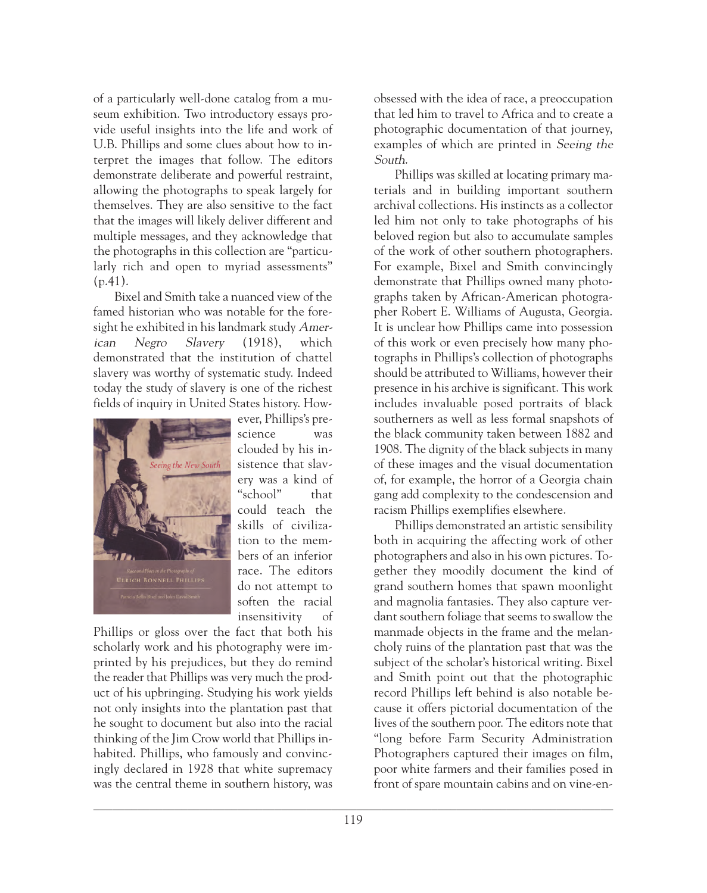of a particularly well-done catalog from a museum exhibition. Two introductory essays provide useful insights into the life and work of U.B. Phillips and some clues about how to interpret the images that follow. The editors demonstrate deliberate and powerful restraint, allowing the photographs to speak largely for themselves. They are also sensitive to the fact that the images will likely deliver different and multiple messages, and they acknowledge that the photographs in this collection are "particularly rich and open to myriad assessments" (p.41).

Bixel and Smith take a nuanced view of the famed historian who was notable for the foresight he exhibited in his landmark study *American Negro Slavery* (1918), which demonstrated that the institution of chattel slavery was worthy of systematic study. Indeed today the study of slavery is one of the richest fields of inquiry in United States history. However, Phillips's prescience was clouded by his insistence that slavery was a kind of "school" that could teach the skills of civilization to the members of an inferior race. The editors do not attempt to soften the racial insensitivity of Phillips or gloss over the fact that both his scholarly work and his photography were imprinted by his prejudices, but they do remind the reader that Phillips was very much the product of his upbringing. Studying his work yields not only insights into the plantation past that he sought to document but also into the racial thinking of the Jim Crow world that Phillips inhabited. Phillips, who famously and convincingly declared in 1928 that white supremacy was the central theme in southern history, was obsessed with the idea of race, a preoccupation that led him to travel to Africa and to create a photographic documentation of that journey, examples of which are printed in *Seeing the South*.

Phillips was skilled at locating primary materials and in building important southern archival collections. His instincts as a collector led him not only to take photographs of his beloved region but also to accumulate samples of the work of other southern photographers. For example, Bixel and Smith convincingly demonstrate that Phillips owned many photographs taken by African-American photographer Robert E. Williams of Augusta, Georgia. It is unclear how Phillips came into possession of this work or even precisely how many photographs in Phillips's collection of photographs should be attributed to Williams, however their presence in his archive is significant. This work includes invaluable posed portraits of black southerners as well as less formal snapshots of the black community taken between 1882 and 1908. The dignity of the black subjects in many of these images and the visual documentation of, for example, the horror of a Georgia chain gang add complexity to the condescension and racism Phillips exemplifies elsewhere.

Phillips demonstrated an artistic sensibility both in acquiring the affecting work of other photographers and also in his own pictures. Together they moodily document the kind of grand southern homes that spawn moonlight and magnolia fantasies. They also capture verdant southern foliage that seems to swallow the manmade objects in the frame and the melancholy ruins of the plantation past that was the subject of the scholar's historical writing. Bixel and Smith point out that the photographic record Phillips left behind is also notable because it offers pictorial documentation of the lives of the southern poor. The editors note that "long before Farm Security Administration Photographers captured their images on film, poor white farmers and their families posed in front of spare mountain cabins and on vine-en-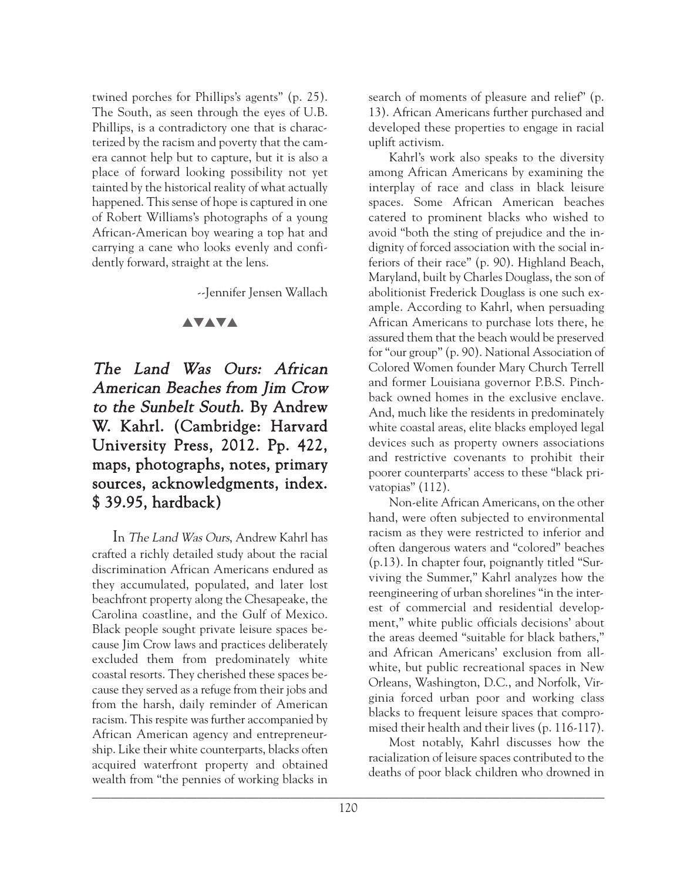twined porches for Phillips's agents" (p. 25). The South, as seen through the eyes of U.B. Phillips, is a contradictory one that is characterized by the racism and poverty that the camera cannot help but to capture, but it is also a place of forward looking possibility not yet tainted by the historical reality of what actually happened. This sense of hope is captured in one of Robert Williams's photographs of a young African-American boy wearing a top hat and carrying a cane who looks evenly and confidently forward, straight at the lens.

--Jennifer Jensen Wallach

▲▼▲▼▲

## *The Land Was Ours: African American Beaches from Jim Crow to the Sunbelt South.* By Andrew W. Kahrl. (Cambridge: Harvard University Press, 2012. Pp. 422, maps, photographs, notes, primary sources, acknowledgments, index. $ 39.95, hardback)

In *The Land Was Ours*, Andrew Kahrl has crafted a richly detailed study about the racial discrimination African Americans endured as they accumulated, populated, and later lost beachfront property along the Chesapeake, the Carolina coastline, and the Gulf of Mexico. Black people sought private leisure spaces because Jim Crow laws and practices deliberately excluded them from predominately white coastal resorts. They cherished these spaces because they served as a refuge from their jobs and from the harsh, daily reminder of American racism. This respite was further accompanied by African American agency and entrepreneurship. Like their white counterparts, blacks often acquired waterfront property and obtained wealth from "the pennies of working blacks in search of moments of pleasure and relief" (p. 13). African Americans further purchased and developed these properties to engage in racial uplift activism.

Kahrl's work also speaks to the diversity among African Americans by examining the interplay of race and class in black leisure spaces. Some African American beaches catered to prominent blacks who wished to avoid "both the sting of prejudice and the indignity of forced association with the social inferiors of their race" (p. 90). Highland Beach, Maryland, built by Charles Douglass, the son of abolitionist Frederick Douglass is one such example. According to Kahrl, when persuading African Americans to purchase lots there, he assured them that the beach would be preserved for "our group" (p. 90). National Association of Colored Women founder Mary Church Terrell and former Louisiana governor P.B.S. Pinchback owned homes in the exclusive enclave. And, much like the residents in predominately white coastal areas, elite blacks employed legal devices such as property owners associations and restrictive covenants to prohibit their poorer counterparts' access to these "black privatopias" (112).

Non-elite African Americans, on the other hand, were often subjected to environmental racism as they were restricted to inferior and often dangerous waters and "colored" beaches (p.13). In chapter four, poignantly titled "Surviving the Summer," Kahrl analyzes how the reengineering of urban shorelines "in the interest of commercial and residential development," white public officials decisions' about the areas deemed "suitable for black bathers," and African Americans' exclusion from all-white, but public recreational spaces in New Orleans, Washington, D.C., and Norfolk, Virginia forced urban poor and working class blacks to frequent leisure spaces that compromised their health and their lives (p. 116-117).

Most notably, Kahrl discusses how the racialization of leisure spaces contributed to the deaths of poor black children who drowned in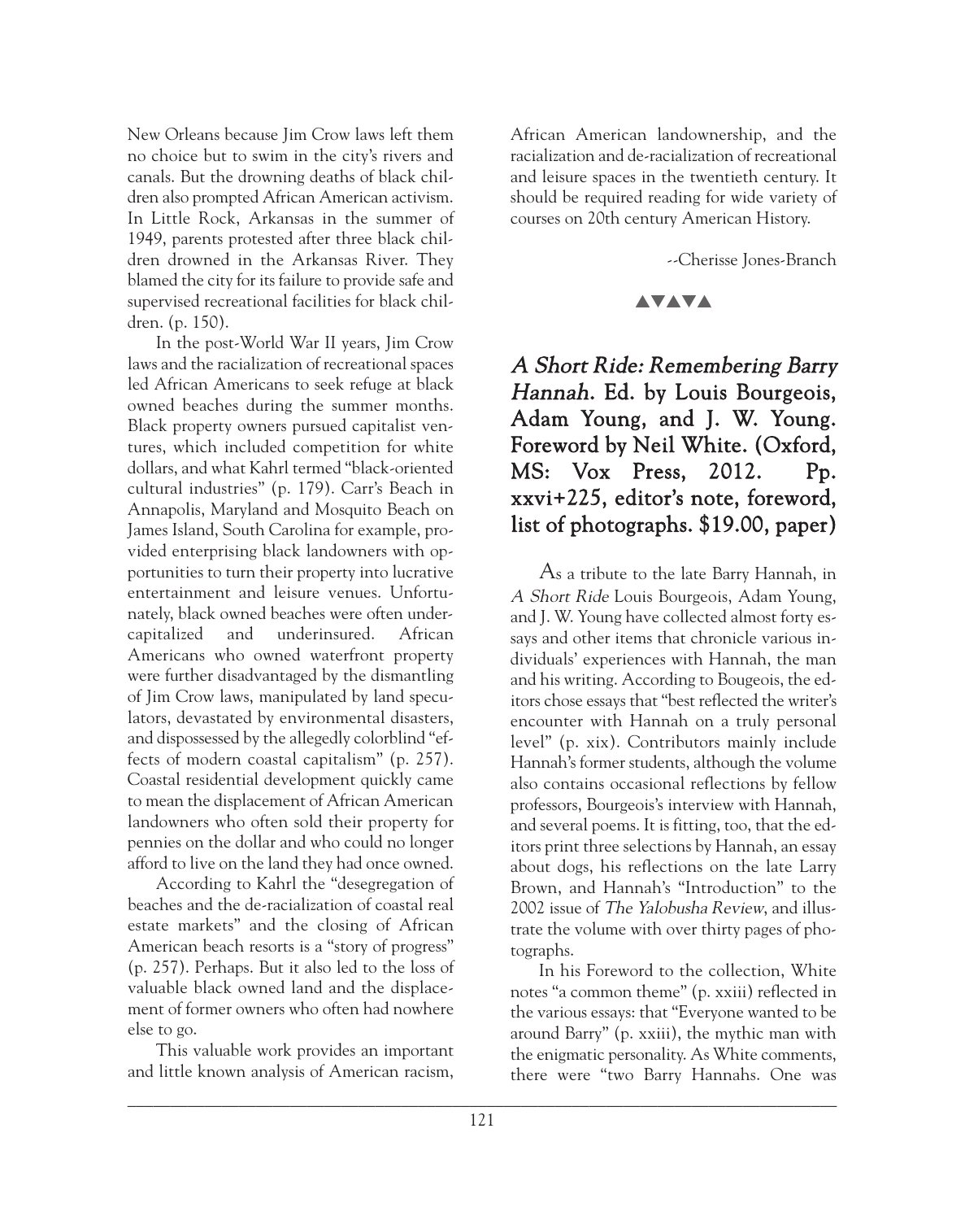New Orleans because Jim Crow laws left them no choice but to swim in the city's rivers and canals. But the drowning deaths of black children also prompted African American activism. In Little Rock, Arkansas in the summer of 1949, parents protested after three black children drowned in the Arkansas River. They blamed the city for its failure to provide safe and supervised recreational facilities for black children. (p. 150).

In the post-World War II years, Jim Crow laws and the racialization of recreational spaces led African Americans to seek refuge at black owned beaches during the summer months. Black property owners pursued capitalist ventures, which included competition for white dollars, and what Kahrl termed "black-oriented cultural industries" (p. 179). Carr's Beach in Annapolis, Maryland and Mosquito Beach on James Island, South Carolina for example, provided enterprising black landowners with opportunities to turn their property into lucrative entertainment and leisure venues. Unfortunately, black owned beaches were often undercapitalized and underinsured. African Americans who owned waterfront property were further disadvantaged by the dismantling of Jim Crow laws, manipulated by land speculators, devastated by environmental disasters, and dispossessed by the allegedly colorblind "effects of modern coastal capitalism" (p. 257). Coastal residential development quickly came to mean the displacement of African American landowners who often sold their property for pennies on the dollar and who could no longer afford to live on the land they had once owned.

According to Kahrl the "desegregation of beaches and the de-racialization of coastal real estate markets" and the closing of African American beach resorts is a "story of progress" (p. 257). Perhaps. But it also led to the loss of valuable black owned land and the displacement of former owners who often had nowhere else to go.

This valuable work provides an important and little known analysis of American racism, African American landownership, and the racialization and de-racialization of recreational and leisure spaces in the twentieth century. It should be required reading for wide variety of courses on 20th century American History.

--Cherisse Jones-Branch

▲▼▲▼▲

## *A Short Ride: Remembering Barry Hannah*. Ed. by Louis Bourgeois, Adam Young, and J. W. Young. Foreword by Neil White. (Oxford, MS: Vox Press, 2012. Pp. xxvi+225, editor's note, foreword, list of photographs. $19.00, paper)

As a tribute to the late Barry Hannah, in *A Short Ride* Louis Bourgeois, Adam Young, and J. W. Young have collected almost forty essays and other items that chronicle various individuals' experiences with Hannah, the man and his writing. According to Bougeois, the editors chose essays that "best reflected the writer's encounter with Hannah on a truly personal level" (p. xix). Contributors mainly include Hannah's former students, although the volume also contains occasional reflections by fellow professors, Bourgeois's interview with Hannah, and several poems. It is fitting, too, that the editors print three selections by Hannah, an essay about dogs, his reflections on the late Larry Brown, and Hannah's "Introduction" to the 2002 issue of *The Yalobusha Review*, and illustrate the volume with over thirty pages of photographs.

In his Foreword to the collection, White notes "a common theme" (p. xxiii) reflected in the various essays: that "Everyone wanted to be around Barry" (p. xxiii), the mythic man with the enigmatic personality. As White comments, there were "two Barry Hannahs. One was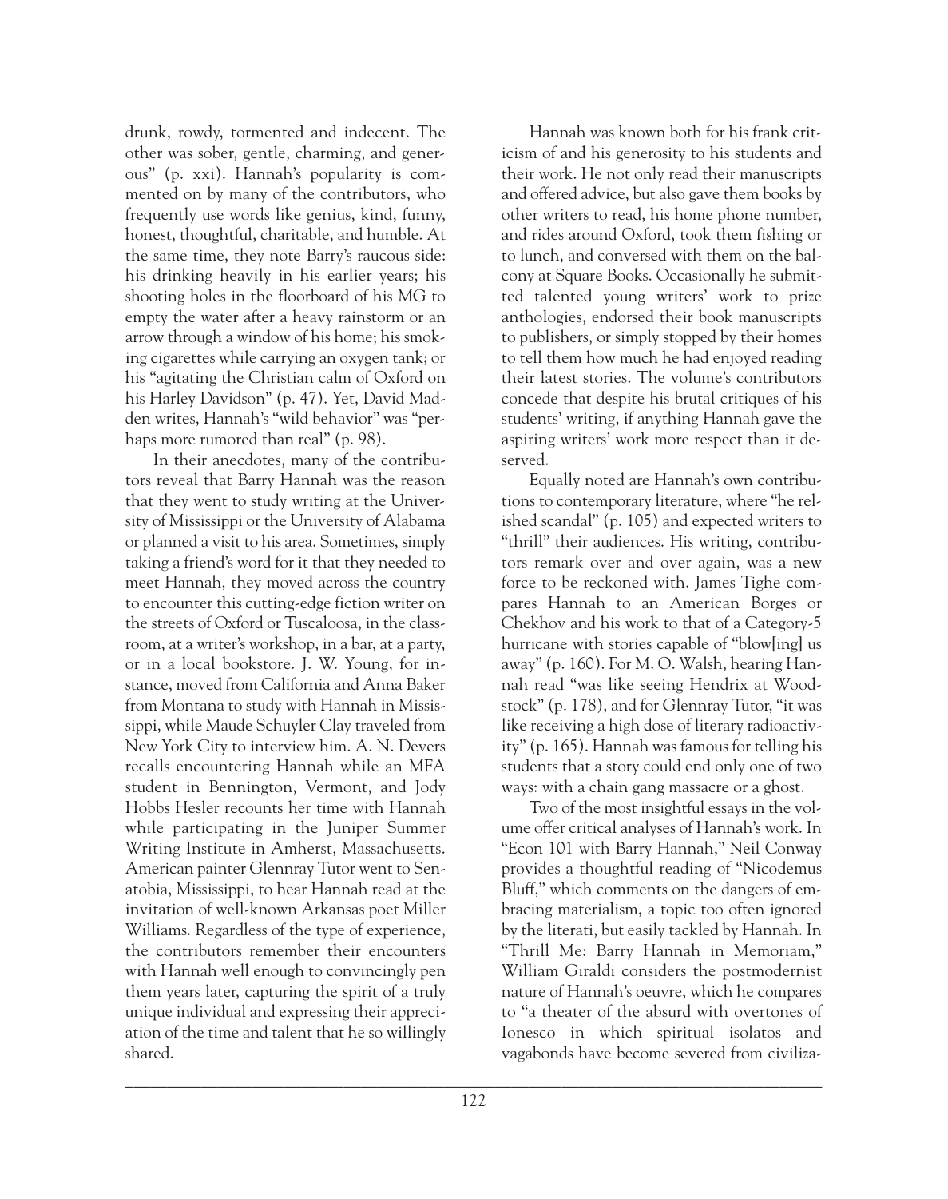drunk, rowdy, tormented and indecent. The other was sober, gentle, charming, and generous" (p. xxi). Hannah's popularity is commented on by many of the contributors, who frequently use words like genius, kind, funny, honest, thoughtful, charitable, and humble. At the same time, they note Barry's raucous side: his drinking heavily in his earlier years; his shooting holes in the floorboard of his MG to empty the water after a heavy rainstorm or an arrow through a window of his home; his smoking cigarettes while carrying an oxygen tank; or his "agitating the Christian calm of Oxford on his Harley Davidson" (p. 47). Yet, David Madden writes, Hannah's "wild behavior" was "perhaps more rumored than real" (p. 98).

In their anecdotes, many of the contributors reveal that Barry Hannah was the reason that they went to study writing at the University of Mississippi or the University of Alabama or planned a visit to his area. Sometimes, simply taking a friend's word for it that they needed to meet Hannah, they moved across the country to encounter this cutting-edge fiction writer on the streets of Oxford or Tuscaloosa, in the classroom, at a writer's workshop, in a bar, at a party, or in a local bookstore. J. W. Young, for instance, moved from California and Anna Baker from Montana to study with Hannah in Mississippi, while Maude Schuyler Clay traveled from New York City to interview him. A. N. Devers recalls encountering Hannah while an MFA student in Bennington, Vermont, and Jody Hobbs Hesler recounts her time with Hannah while participating in the Juniper Summer Writing Institute in Amherst, Massachusetts. American painter Glennray Tutor went to Senatobia, Mississippi, to hear Hannah read at the invitation of well-known Arkansas poet Miller Williams. Regardless of the type of experience, the contributors remember their encounters with Hannah well enough to convincingly pen them years later, capturing the spirit of a truly unique individual and expressing their appreciation of the time and talent that he so willingly shared.

Hannah was known both for his frank criticism of and his generosity to his students and their work. He not only read their manuscripts and offered advice, but also gave them books by other writers to read, his home phone number, and rides around Oxford, took them fishing or to lunch, and conversed with them on the balcony at Square Books. Occasionally he submitted talented young writers' work to prize anthologies, endorsed their book manuscripts to publishers, or simply stopped by their homes to tell them how much he had enjoyed reading their latest stories. The volume's contributors concede that despite his brutal critiques of his students' writing, if anything Hannah gave the aspiring writers' work more respect than it deserved.

Equally noted are Hannah's own contributions to contemporary literature, where "he relished scandal" (p. 105) and expected writers to "thrill" their audiences. His writing, contributors remark over and over again, was a new force to be reckoned with. James Tighe compares Hannah to an American Borges or Chekhov and his work to that of a Category-5 hurricane with stories capable of "blow[ing] us away" (p. 160). For M. O. Walsh, hearing Hannah read "was like seeing Hendrix at Woodstock" (p. 178), and for Glennray Tutor, "it was like receiving a high dose of literary radioactivity" (p. 165). Hannah was famous for telling his students that a story could end only one of two ways: with a chain gang massacre or a ghost.

Two of the most insightful essays in the volume offer critical analyses of Hannah's work. In "Econ 101 with Barry Hannah," Neil Conway provides a thoughtful reading of "Nicodemus Bluff," which comments on the dangers of embracing materialism, a topic too often ignored by the literati, but easily tackled by Hannah. In "Thrill Me: Barry Hannah in Memoriam," William Giraldi considers the postmodernist nature of Hannah's oeuvre, which he compares to "a theater of the absurd with overtones of Ionesco in which spiritual isolatos and vagabonds have become severed from civiliza-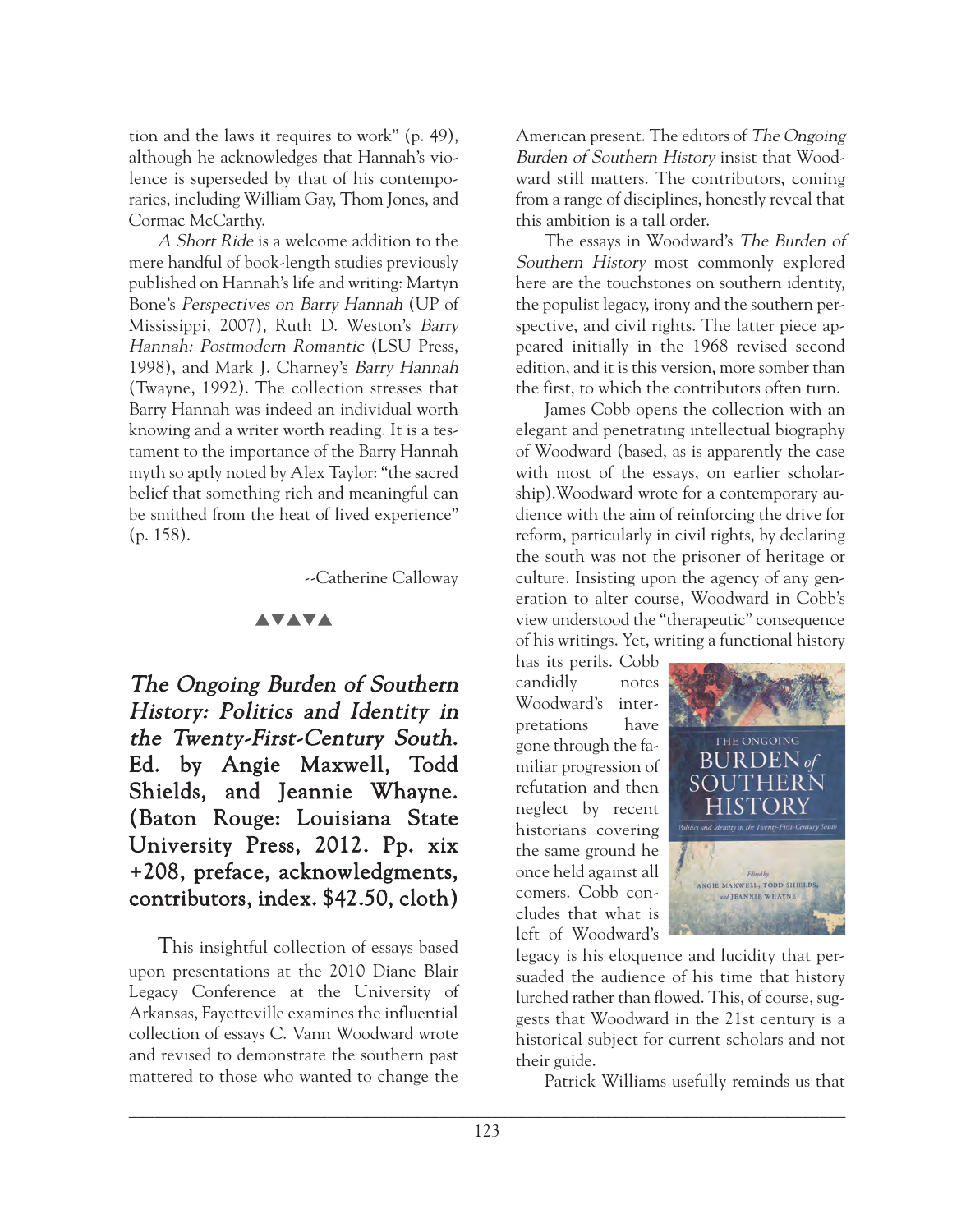tion and the laws it requires to work" (p. 49), although he acknowledges that Hannah's violence is superseded by that of his contemporaries, including William Gay, Thom Jones, and Cormac McCarthy.

*A Short Ride* is a welcome addition to the mere handful of book-length studies previously published on Hannah's life and writing: Martyn Bone's *Perspectives on Barry Hannah* (UP of Mississippi, 2007), Ruth D. Weston's *Barry Hannah: Postmodern Romantic* (LSU Press, 1998), and Mark J. Charney's *Barry Hannah* (Twayne, 1992). The collection stresses that Barry Hannah was indeed an individual worth knowing and a writer worth reading. It is a testament to the importance of the Barry Hannah myth so aptly noted by Alex Taylor: "the sacred belief that something rich and meaningful can be smithed from the heat of lived experience" (p. 158).

--Catherine Calloway

▲▼▲▼▲

## *The Ongoing Burden of Southern History: Politics and Identity in the Twenty-First-Century South.* Ed. by Angie Maxwell, Todd Shields, and Jeannie Whayne. (Baton Rouge: Louisiana State University Press, 2012. Pp. xix +208, preface, acknowledgments, contributors, index. $42.50, cloth)

This insightful collection of essays based upon presentations at the 2010 Diane Blair Legacy Conference at the University of Arkansas, Fayetteville examines the influential collection of essays C. Vann Woodward wrote and revised to demonstrate the southern past mattered to those who wanted to change the American present. The editors of *The Ongoing Burden of Southern History* insist that Woodward still matters. The contributors, coming from a range of disciplines, honestly reveal that this ambition is a tall order.

The essays in Woodward's *The Burden of Southern History* most commonly explored here are the touchstones on southern identity, the populist legacy, irony and the southern perspective, and civil rights. The latter piece appeared initially in the 1968 revised second edition, and it is this version, more somber than the first, to which the contributors often turn.

James Cobb opens the collection with an elegant and penetrating intellectual biography of Woodward (based, as is apparently the case with most of the essays, on earlier scholarship).Woodward wrote for a contemporary audience with the aim of reinforcing the drive for reform, particularly in civil rights, by declaring the south was not the prisoner of heritage or culture. Insisting upon the agency of any generation to alter course, Woodward in Cobb's view understood the "therapeutic" consequence of his writings. Yet, writing a functional history has its perils. Cobb candidly notes Woodward's interpretations have gone through the familiar progression of refutation and then neglect by recent historians covering the same ground he once held against all comers. Cobb concludes that what is left of Woodward's legacy is his eloquence and lucidity that persuaded the audience of his time that history lurched rather than flowed. This, of course, suggests that Woodward in the 21st century is a historical subject for current scholars and not their guide.

Patrick Williams usefully reminds us that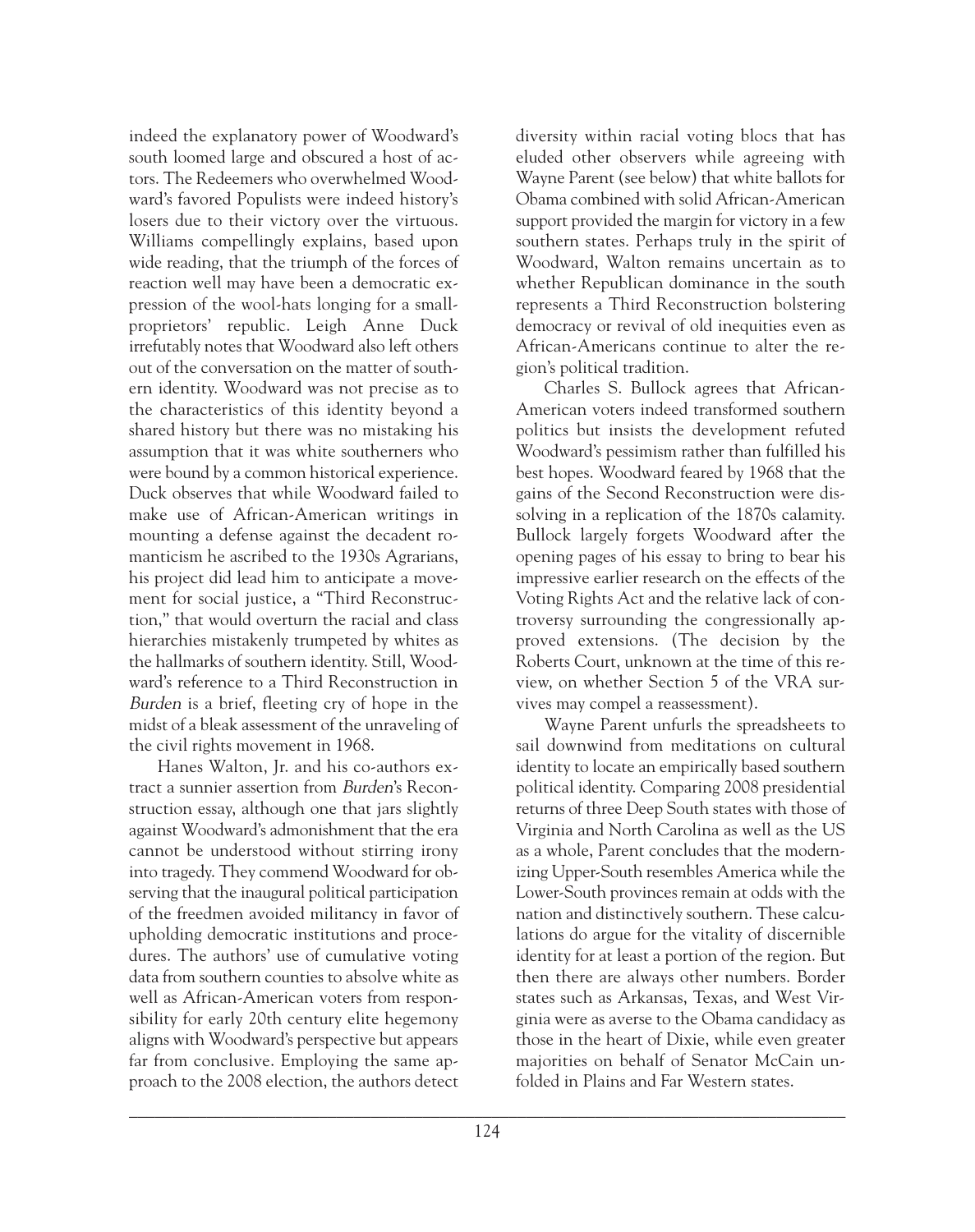indeed the explanatory power of Woodward's south loomed large and obscured a host of actors. The Redeemers who overwhelmed Woodward's favored Populists were indeed history's losers due to their victory over the virtuous. Williams compellingly explains, based upon wide reading, that the triumph of the forces of reaction well may have been a democratic expression of the wool-hats longing for a small-proprietors' republic. Leigh Anne Duck irrefutably notes that Woodward also left others out of the conversation on the matter of southern identity. Woodward was not precise as to the characteristics of this identity beyond a shared history but there was no mistaking his assumption that it was white southerners who were bound by a common historical experience. Duck observes that while Woodward failed to make use of African-American writings in mounting a defense against the decadent romanticism he ascribed to the 1930s Agrarians, his project did lead him to anticipate a movement for social justice, a "Third Reconstruction," that would overturn the racial and class hierarchies mistakenly trumpeted by whites as the hallmarks of southern identity. Still, Woodward's reference to a Third Reconstruction in *Burden* is a brief, fleeting cry of hope in the midst of a bleak assessment of the unraveling of the civil rights movement in 1968.

Hanes Walton, Jr. and his co-authors extract a sunnier assertion from *Burden*'s Reconstruction essay, although one that jars slightly against Woodward's admonishment that the era cannot be understood without stirring irony into tragedy. They commend Woodward for observing that the inaugural political participation of the freedmen avoided militancy in favor of upholding democratic institutions and procedures. The authors' use of cumulative voting data from southern counties to absolve white as well as African-American voters from responsibility for early 20th century elite hegemony aligns with Woodward's perspective but appears far from conclusive. Employing the same approach to the 2008 election, the authors detect diversity within racial voting blocs that has eluded other observers while agreeing with Wayne Parent (see below) that white ballots for Obama combined with solid African-American support provided the margin for victory in a few southern states. Perhaps truly in the spirit of Woodward, Walton remains uncertain as to whether Republican dominance in the south represents a Third Reconstruction bolstering democracy or revival of old inequities even as African-Americans continue to alter the region's political tradition.

Charles S. Bullock agrees that African-American voters indeed transformed southern politics but insists the development refuted Woodward's pessimism rather than fulfilled his best hopes. Woodward feared by 1968 that the gains of the Second Reconstruction were dissolving in a replication of the 1870s calamity. Bullock largely forgets Woodward after the opening pages of his essay to bring to bear his impressive earlier research on the effects of the Voting Rights Act and the relative lack of controversy surrounding the congressionally approved extensions. (The decision by the Roberts Court, unknown at the time of this review, on whether Section 5 of the VRA survives may compel a reassessment).

Wayne Parent unfurls the spreadsheets to sail downwind from meditations on cultural identity to locate an empirically based southern political identity. Comparing 2008 presidential returns of three Deep South states with those of Virginia and North Carolina as well as the US as a whole, Parent concludes that the modernizing Upper-South resembles America while the Lower-South provinces remain at odds with the nation and distinctively southern. These calculations do argue for the vitality of discernible identity for at least a portion of the region. But then there are always other numbers. Border states such as Arkansas, Texas, and West Virginia were as averse to the Obama candidacy as those in the heart of Dixie, while even greater majorities on behalf of Senator McCain unfolded in Plains and Far Western states.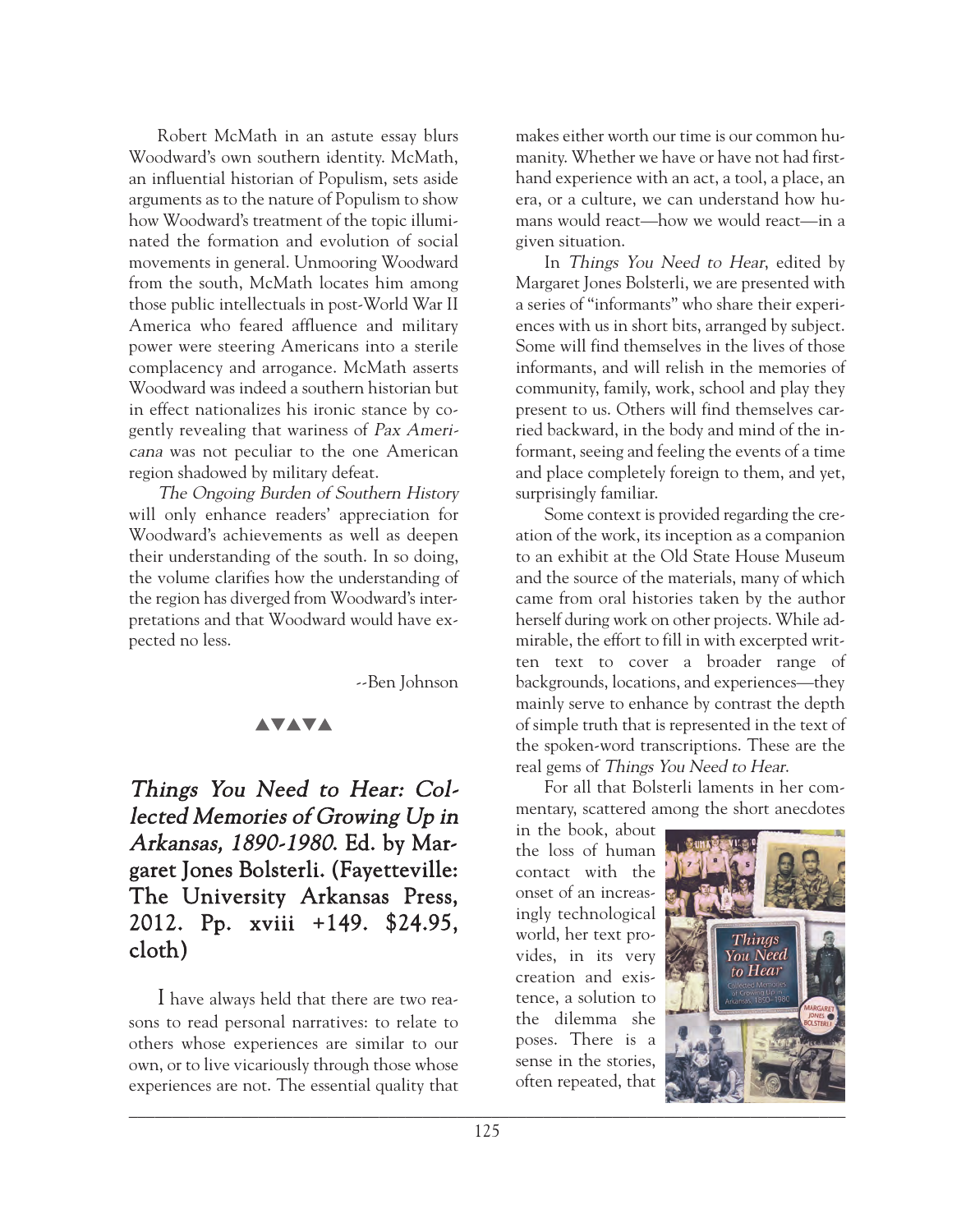Robert McMath in an astute essay blurs Woodward's own southern identity. McMath, an influential historian of Populism, sets aside arguments as to the nature of Populism to show how Woodward's treatment of the topic illuminated the formation and evolution of social movements in general. Unmooring Woodward from the south, McMath locates him among those public intellectuals in post-World War II America who feared affluence and military power were steering Americans into a sterile complacency and arrogance. McMath asserts Woodward was indeed a southern historian but in effect nationalizes his ironic stance by cogently revealing that wariness of *Pax Americana* was not peculiar to the one American region shadowed by military defeat.

*The Ongoing Burden of Southern History* will only enhance readers' appreciation for Woodward's achievements as well as deepen their understanding of the south. In so doing, the volume clarifies how the understanding of the region has diverged from Woodward's interpretations and that Woodward would have expected no less.

--Ben Johnson

▲▼▲▼▲

## *Things You Need to Hear: Collected Memories of Growing Up in Arkansas, 1890-1980.* Ed. by Margaret Jones Bolsterli. (Fayetteville: The University Arkansas Press, 2012. Pp. xviii +149. $24.95, cloth)

I have always held that there are two reasons to read personal narratives: to relate to others whose experiences are similar to our own, or to live vicariously through those whose experiences are not. The essential quality that makes either worth our time is our common humanity. Whether we have or have not had first-hand experience with an act, a tool, a place, an era, or a culture, we can understand how humans would react—how we would react—in a given situation.

In *Things You Need to Hear*, edited by Margaret Jones Bolsterli, we are presented with a series of "informants" who share their experiences with us in short bits, arranged by subject. Some will find themselves in the lives of those informants, and will relish in the memories of community, family, work, school and play they present to us. Others will find themselves carried backward, in the body and mind of the informant, seeing and feeling the events of a time and place completely foreign to them, and yet, surprisingly familiar.

Some context is provided regarding the creation of the work, its inception as a companion to an exhibit at the Old State House Museum and the source of the materials, many of which came from oral histories taken by the author herself during work on other projects. While admirable, the effort to fill in with excerpted written text to cover a broader range of backgrounds, locations, and experiences—they mainly serve to enhance by contrast the depth of simple truth that is represented in the text of the spoken-word transcriptions. These are the real gems of *Things You Need to Hear*.

For all that Bolsterli laments in her commentary, scattered among the short anecdotes in the book, about the loss of human contact with the onset of an increasingly technological world, her text provides, in its very creation and existence, a solution to the dilemma she poses. There is a sense in the stories, often repeated, that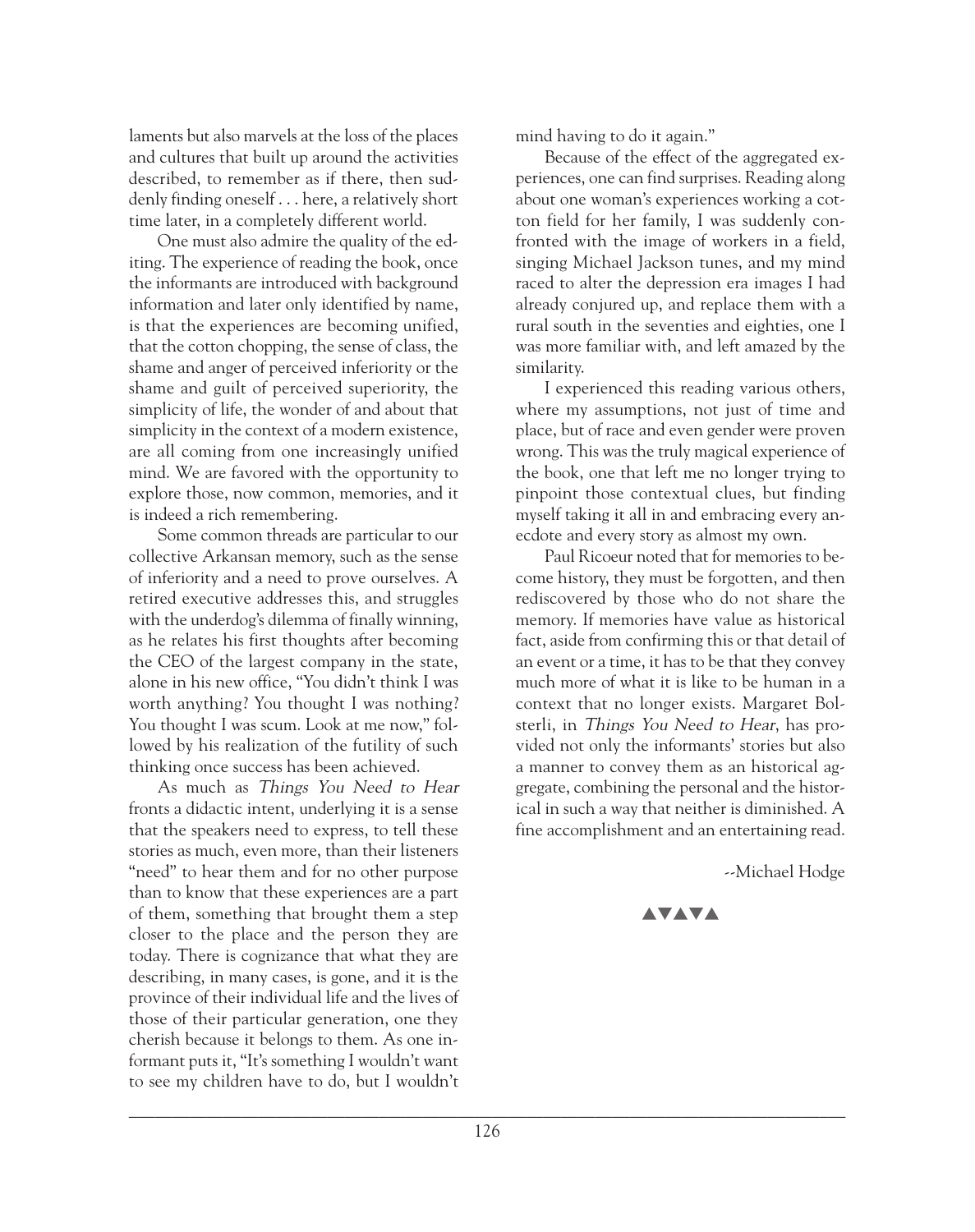laments but also marvels at the loss of the places and cultures that built up around the activities described, to remember as if there, then suddenly finding oneself . . . here, a relatively short time later, in a completely different world.

One must also admire the quality of the editing. The experience of reading the book, once the informants are introduced with background information and later only identified by name, is that the experiences are becoming unified, that the cotton chopping, the sense of class, the shame and anger of perceived inferiority or the shame and guilt of perceived superiority, the simplicity of life, the wonder of and about that simplicity in the context of a modern existence, are all coming from one increasingly unified mind. We are favored with the opportunity to explore those, now common, memories, and it is indeed a rich remembering.

Some common threads are particular to our collective Arkansan memory, such as the sense of inferiority and a need to prove ourselves. A retired executive addresses this, and struggles with the underdog's dilemma of finally winning, as he relates his first thoughts after becoming the CEO of the largest company in the state, alone in his new office, "You didn't think I was worth anything? You thought I was nothing? You thought I was scum. Look at me now," followed by his realization of the futility of such thinking once success has been achieved.

As much as *Things You Need to Hear* fronts a didactic intent, underlying it is a sense that the speakers need to express, to tell these stories as much, even more, than their listeners "need" to hear them and for no other purpose than to know that these experiences are a part of them, something that brought them a step closer to the place and the person they are today. There is cognizance that what they are describing, in many cases, is gone, and it is the province of their individual life and the lives of those of their particular generation, one they cherish because it belongs to them. As one informant puts it, "It's something I wouldn't want to see my children have to do, but I wouldn't mind having to do it again."

Because of the effect of the aggregated experiences, one can find surprises. Reading along about one woman's experiences working a cotton field for her family, I was suddenly confronted with the image of workers in a field, singing Michael Jackson tunes, and my mind raced to alter the depression era images I had already conjured up, and replace them with a rural south in the seventies and eighties, one I was more familiar with, and left amazed by the similarity.

I experienced this reading various others, where my assumptions, not just of time and place, but of race and even gender were proven wrong. This was the truly magical experience of the book, one that left me no longer trying to pinpoint those contextual clues, but finding myself taking it all in and embracing every anecdote and every story as almost my own.

Paul Ricoeur noted that for memories to become history, they must be forgotten, and then rediscovered by those who do not share the memory. If memories have value as historical fact, aside from confirming this or that detail of an event or a time, it has to be that they convey much more of what it is like to be human in a context that no longer exists. Margaret Bolsterli, in *Things You Need to Hear*, has provided not only the informants' stories but also a manner to convey them as an historical aggregate, combining the personal and the historical in such a way that neither is diminished. A fine accomplishment and an entertaining read.

--Michael Hodge

▲▼▲▼▲